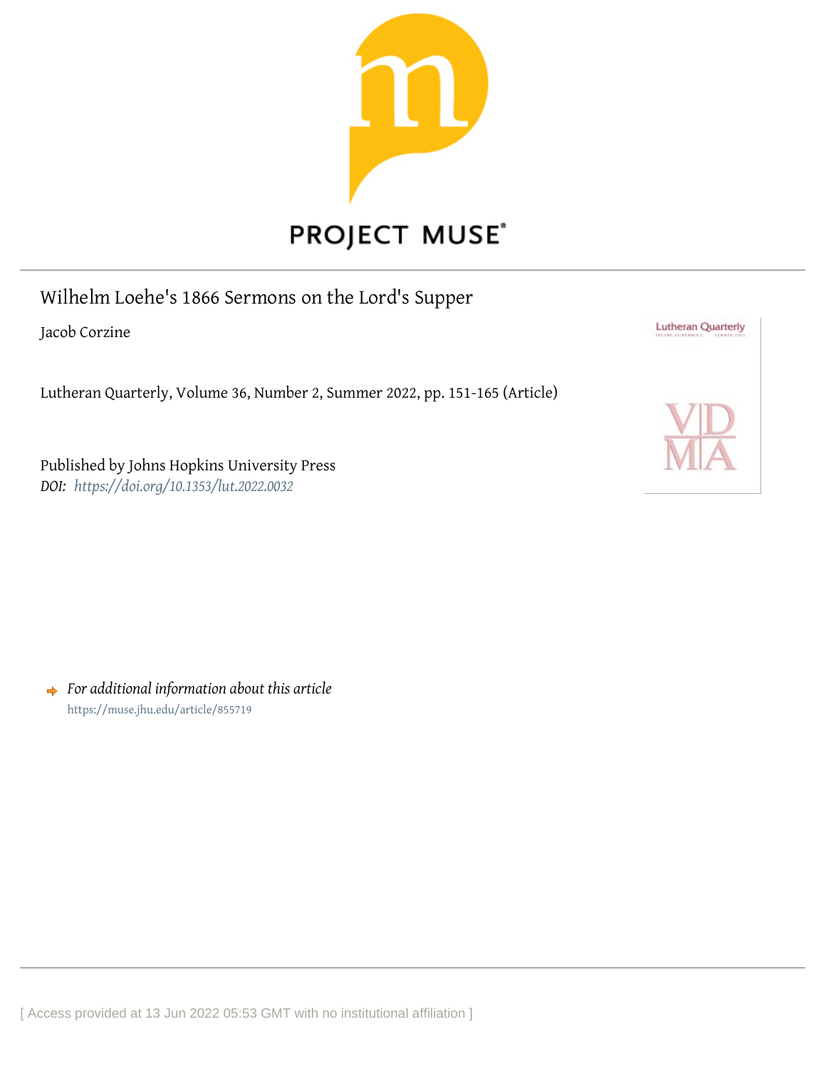PROJECT MUSE

# Wilhelm Loehe's 1866 Sermons on the Lord's Supper

Jacob Corzine

Lutheran Quarterly, Volume 36, Number 2, Summer 2022, pp. 151-165 (Article)

Published by Johns Hopkins University Press

*DOI: https://doi.org/10.1353/lut.2022.0032*

*For additional information about this article*

https://muse.jhu.edu/article/855719

[ Access provided at 13 Jun 2022 05:53 GMT with no institutional affiliation ]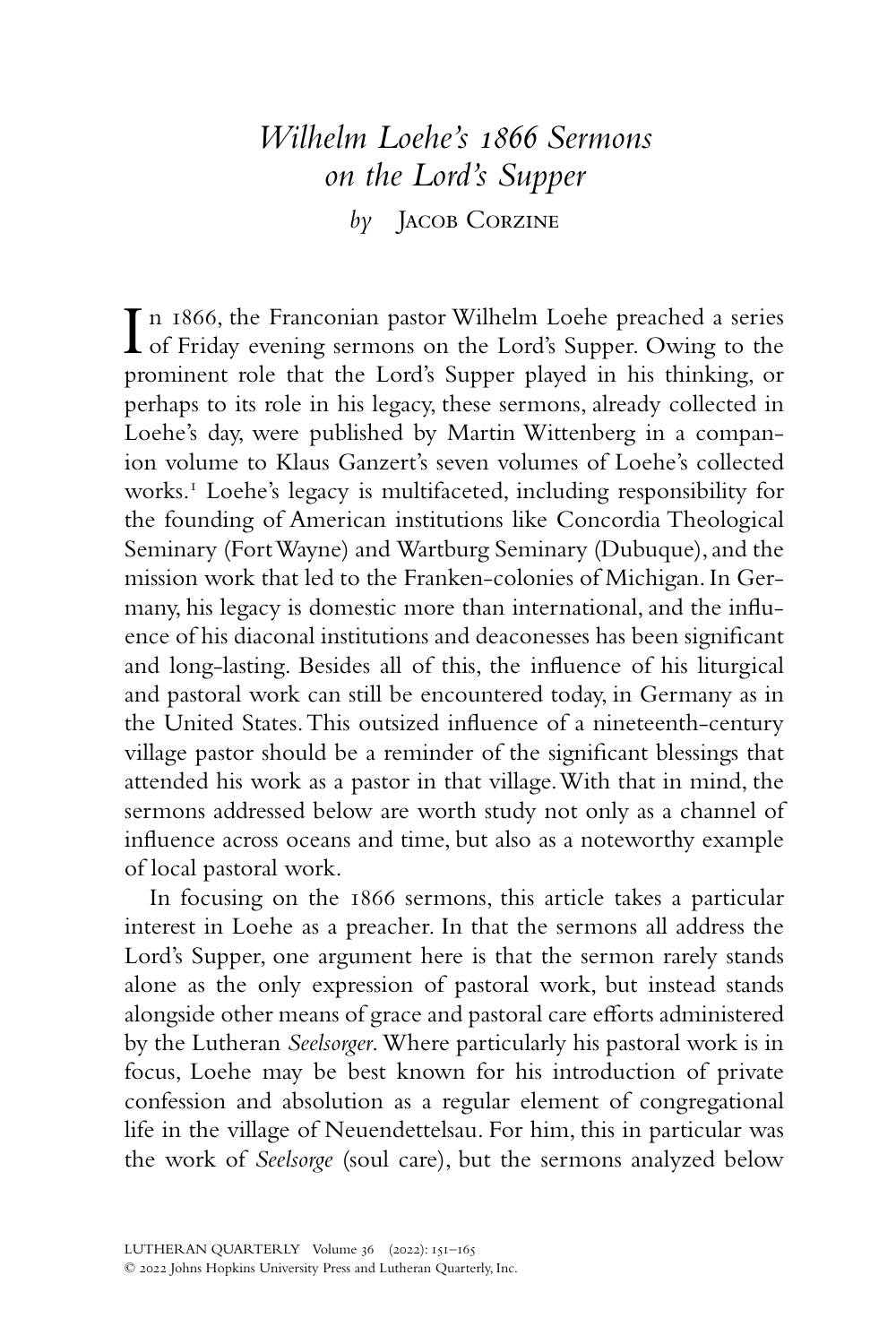# *Wilhelm Loehe's 1866 Sermons on the Lord's Supper*

*by* Jacob Corzine

In 1866, the Franconian pastor Wilhelm Loehe preached a series of Friday evening sermons on the Lord's Supper. Owing to the prominent role that the Lord's Supper played in his thinking, or perhaps to its role in his legacy, these sermons, already collected in Loehe's day, were published by Martin Wittenberg in a companion volume to Klaus Ganzert's seven volumes of Loehe's collected works.[1] Loehe's legacy is multifaceted, including responsibility for the founding of American institutions like Concordia Theological Seminary (Fort Wayne) and Wartburg Seminary (Dubuque), and the mission work that led to the Franken-colonies of Michigan. In Germany, his legacy is domestic more than international, and the influence of his diaconal institutions and deaconesses has been significant and long-lasting. Besides all of this, the influence of his liturgical and pastoral work can still be encountered today, in Germany as in the United States. This outsized influence of a nineteenth-century village pastor should be a reminder of the significant blessings that attended his work as a pastor in that village. With that in mind, the sermons addressed below are worth study not only as a channel of influence across oceans and time, but also as a noteworthy example of local pastoral work.

In focusing on the 1866 sermons, this article takes a particular interest in Loehe as a preacher. In that the sermons all address the Lord's Supper, one argument here is that the sermon rarely stands alone as the only expression of pastoral work, but instead stands alongside other means of grace and pastoral care efforts administered by the Lutheran *Seelsorger*. Where particularly his pastoral work is in focus, Loehe may be best known for his introduction of private confession and absolution as a regular element of congregational life in the village of Neuendettelsau. For him, this in particular was the work of *Seelsorge* (soul care), but the sermons analyzed below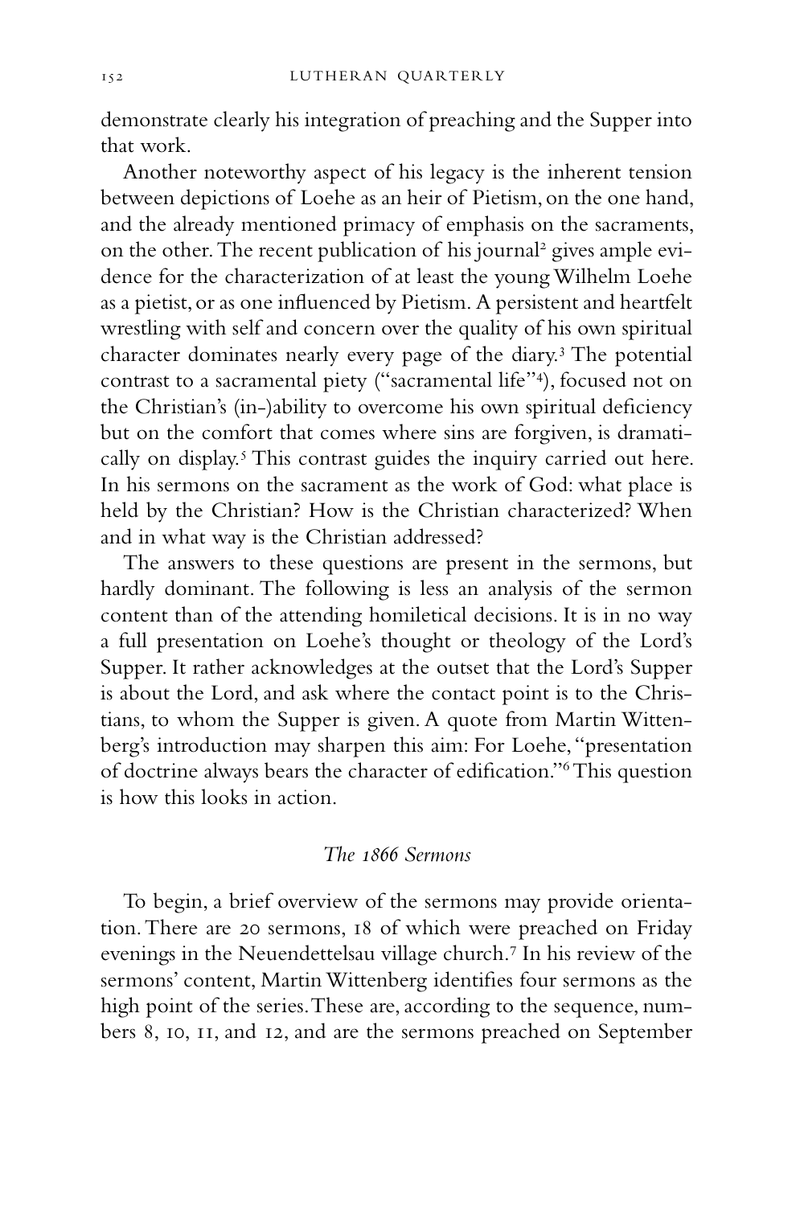demonstrate clearly his integration of preaching and the Supper into that work.

Another noteworthy aspect of his legacy is the inherent tension between depictions of Loehe as an heir of Pietism, on the one hand, and the already mentioned primacy of emphasis on the sacraments, on the other. The recent publication of his journal[2] gives ample evidence for the characterization of at least the young Wilhelm Loehe as a pietist, or as one influenced by Pietism. A persistent and heartfelt wrestling with self and concern over the quality of his own spiritual character dominates nearly every page of the diary.[3] The potential contrast to a sacramental piety ("sacramental life"[4]), focused not on the Christian's (in-)ability to overcome his own spiritual deficiency but on the comfort that comes where sins are forgiven, is dramatically on display.[5] This contrast guides the inquiry carried out here. In his sermons on the sacrament as the work of God: what place is held by the Christian? How is the Christian characterized? When and in what way is the Christian addressed?

The answers to these questions are present in the sermons, but hardly dominant. The following is less an analysis of the sermon content than of the attending homiletical decisions. It is in no way a full presentation on Loehe's thought or theology of the Lord's Supper. It rather acknowledges at the outset that the Lord's Supper is about the Lord, and ask where the contact point is to the Christians, to whom the Supper is given. A quote from Martin Wittenberg's introduction may sharpen this aim: For Loehe, "presentation of doctrine always bears the character of edification."[6] This question is how this looks in action.

## *The 1866 Sermons*

To begin, a brief overview of the sermons may provide orientation. There are 20 sermons, 18 of which were preached on Friday evenings in the Neuendettelsau village church.[7] In his review of the sermons' content, Martin Wittenberg identifies four sermons as the high point of the series. These are, according to the sequence, numbers 8, 10, 11, and 12, and are the sermons preached on September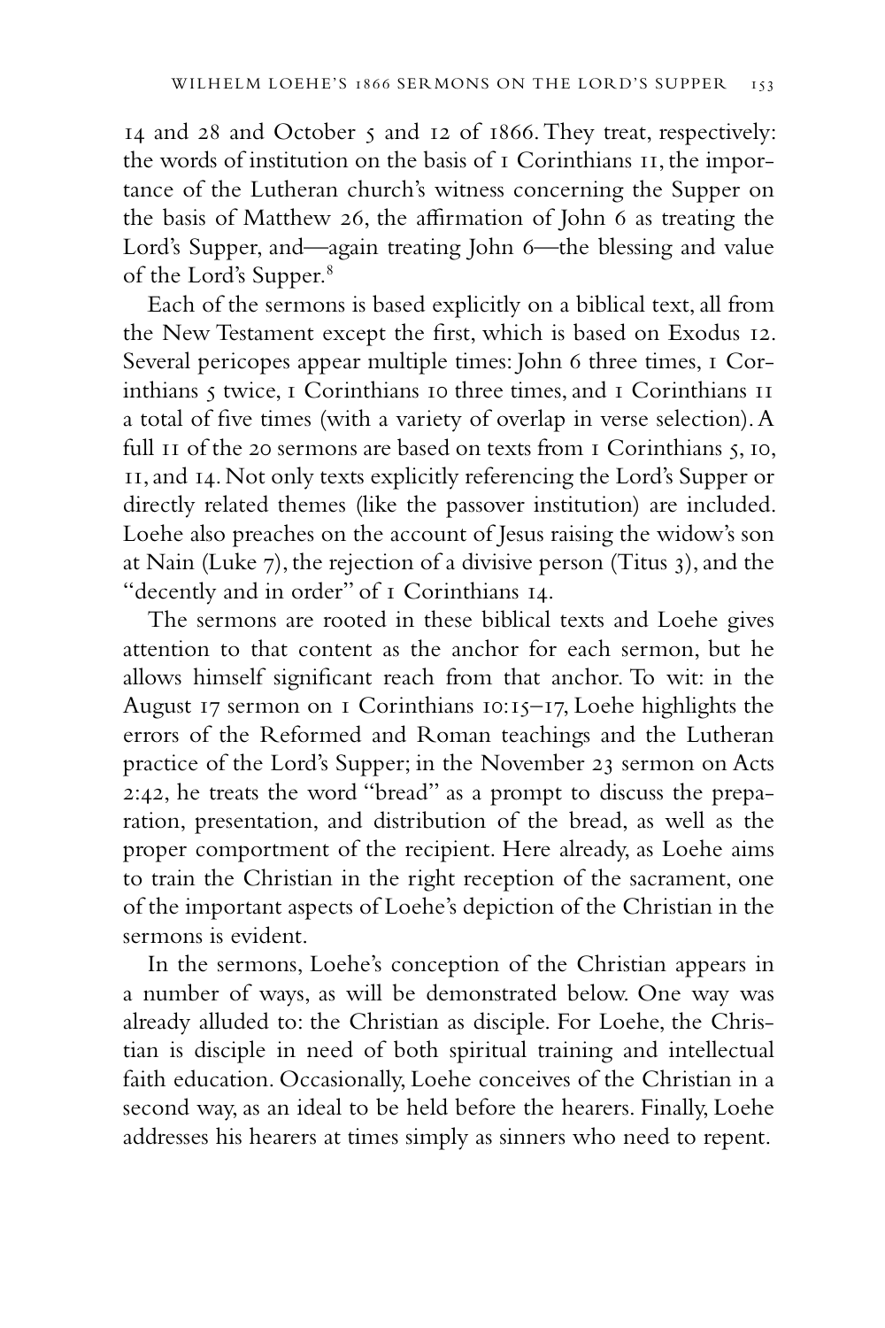14 and 28 and October 5 and 12 of 1866. They treat, respectively: the words of institution on the basis of 1 Corinthians 11, the importance of the Lutheran church's witness concerning the Supper on the basis of Matthew 26, the affirmation of John 6 as treating the Lord's Supper, and—again treating John 6—the blessing and value of the Lord's Supper.[8]

Each of the sermons is based explicitly on a biblical text, all from the New Testament except the first, which is based on Exodus 12. Several pericopes appear multiple times: John 6 three times, 1 Corinthians 5 twice, 1 Corinthians 10 three times, and 1 Corinthians 11 a total of five times (with a variety of overlap in verse selection). A full 11 of the 20 sermons are based on texts from 1 Corinthians 5, 10, 11, and 14. Not only texts explicitly referencing the Lord's Supper or directly related themes (like the passover institution) are included. Loehe also preaches on the account of Jesus raising the widow's son at Nain (Luke 7), the rejection of a divisive person (Titus 3), and the "decently and in order" of 1 Corinthians 14.

The sermons are rooted in these biblical texts and Loehe gives attention to that content as the anchor for each sermon, but he allows himself significant reach from that anchor. To wit: in the August 17 sermon on 1 Corinthians 10:15–17, Loehe highlights the errors of the Reformed and Roman teachings and the Lutheran practice of the Lord's Supper; in the November 23 sermon on Acts 2:42, he treats the word "bread" as a prompt to discuss the preparation, presentation, and distribution of the bread, as well as the proper comportment of the recipient. Here already, as Loehe aims to train the Christian in the right reception of the sacrament, one of the important aspects of Loehe's depiction of the Christian in the sermons is evident.

In the sermons, Loehe's conception of the Christian appears in a number of ways, as will be demonstrated below. One way was already alluded to: the Christian as disciple. For Loehe, the Christian is disciple in need of both spiritual training and intellectual faith education. Occasionally, Loehe conceives of the Christian in a second way, as an ideal to be held before the hearers. Finally, Loehe addresses his hearers at times simply as sinners who need to repent.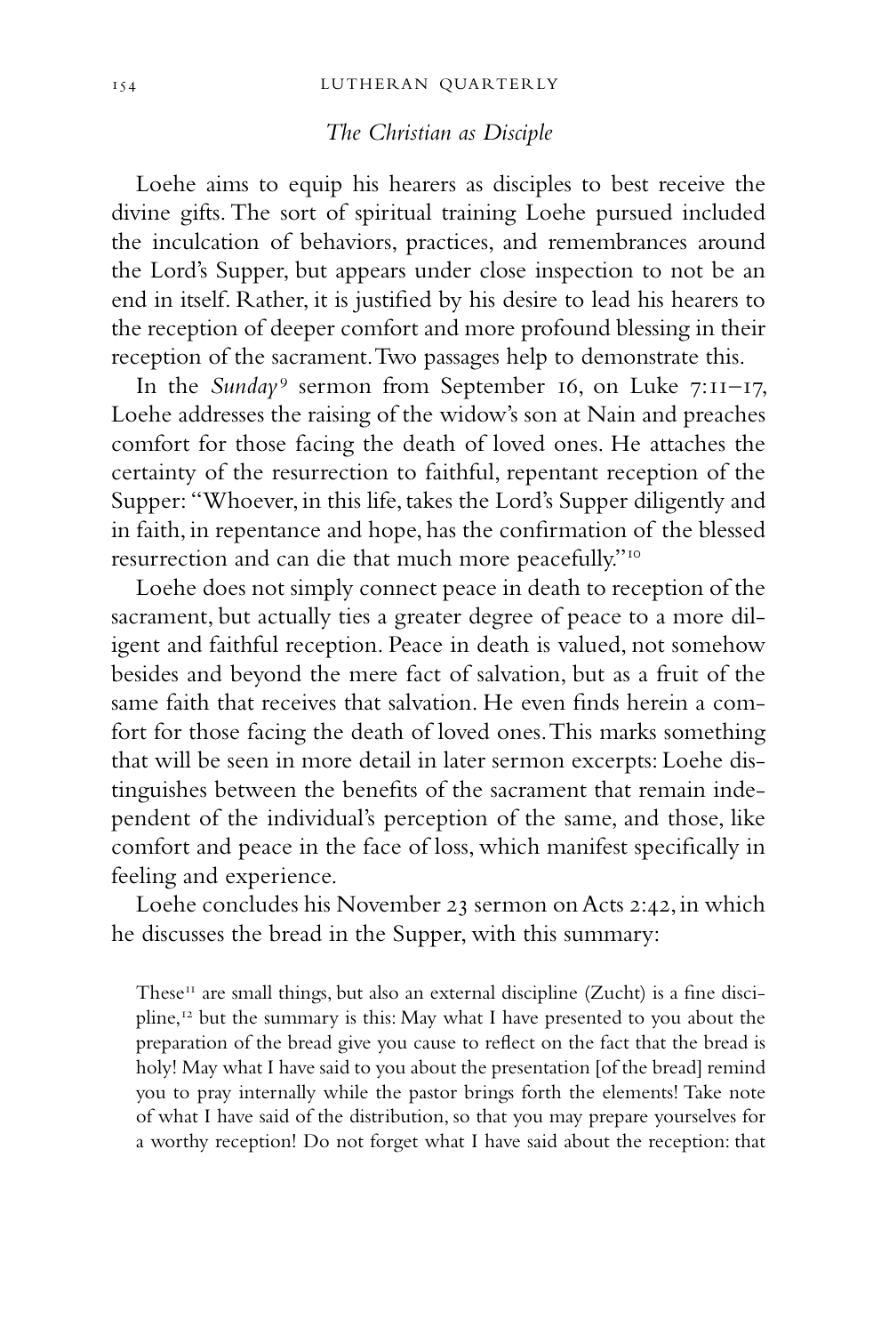## *The Christian as Disciple*

Loehe aims to equip his hearers as disciples to best receive the divine gifts. The sort of spiritual training Loehe pursued included the inculcation of behaviors, practices, and remembrances around the Lord's Supper, but appears under close inspection to not be an end in itself. Rather, it is justified by his desire to lead his hearers to the reception of deeper comfort and more profound blessing in their reception of the sacrament. Two passages help to demonstrate this.

In the *Sunday*[9] sermon from September 16, on Luke 7:11–17, Loehe addresses the raising of the widow's son at Nain and preaches comfort for those facing the death of loved ones. He attaches the certainty of the resurrection to faithful, repentant reception of the Supper: "Whoever, in this life, takes the Lord's Supper diligently and in faith, in repentance and hope, has the confirmation of the blessed resurrection and can die that much more peacefully."[10]

Loehe does not simply connect peace in death to reception of the sacrament, but actually ties a greater degree of peace to a more diligent and faithful reception. Peace in death is valued, not somehow besides and beyond the mere fact of salvation, but as a fruit of the same faith that receives that salvation. He even finds herein a comfort for those facing the death of loved ones. This marks something that will be seen in more detail in later sermon excerpts: Loehe distinguishes between the benefits of the sacrament that remain independent of the individual's perception of the same, and those, like comfort and peace in the face of loss, which manifest specifically in feeling and experience.

Loehe concludes his November 23 sermon on Acts 2:42, in which he discusses the bread in the Supper, with this summary:

> These[11] are small things, but also an external discipline (Zucht) is a fine discipline,[12] but the summary is this: May what I have presented to you about the preparation of the bread give you cause to reflect on the fact that the bread is holy! May what I have said to you about the presentation [of the bread] remind you to pray internally while the pastor brings forth the elements! Take note of what I have said of the distribution, so that you may prepare yourselves for a worthy reception! Do not forget what I have said about the reception: that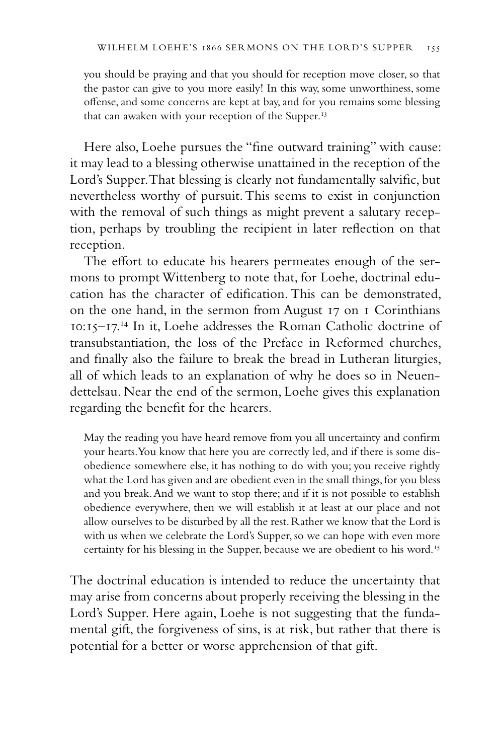> you should be praying and that you should for reception move closer, so that the pastor can give to you more easily! In this way, some unworthiness, some offense, and some concerns are kept at bay, and for you remains some blessing that can awaken with your reception of the Supper.[13]

Here also, Loehe pursues the "fine outward training" with cause: it may lead to a blessing otherwise unattained in the reception of the Lord's Supper. That blessing is clearly not fundamentally salvific, but nevertheless worthy of pursuit. This seems to exist in conjunction with the removal of such things as might prevent a salutary reception, perhaps by troubling the recipient in later reflection on that reception.

The effort to educate his hearers permeates enough of the sermons to prompt Wittenberg to note that, for Loehe, doctrinal education has the character of edification. This can be demonstrated, on the one hand, in the sermon from August 17 on 1 Corinthians 10:15–17.[14] In it, Loehe addresses the Roman Catholic doctrine of transubstantiation, the loss of the Preface in Reformed churches, and finally also the failure to break the bread in Lutheran liturgies, all of which leads to an explanation of why he does so in Neuendettelsau. Near the end of the sermon, Loehe gives this explanation regarding the benefit for the hearers.

> May the reading you have heard remove from you all uncertainty and confirm your hearts. You know that here you are correctly led, and if there is some disobedience somewhere else, it has nothing to do with you; you receive rightly what the Lord has given and are obedient even in the small things, for you bless and you break. And we want to stop there; and if it is not possible to establish obedience everywhere, then we will establish it at least at our place and not allow ourselves to be disturbed by all the rest. Rather we know that the Lord is with us when we celebrate the Lord's Supper, so we can hope with even more certainty for his blessing in the Supper, because we are obedient to his word.[15]

The doctrinal education is intended to reduce the uncertainty that may arise from concerns about properly receiving the blessing in the Lord's Supper. Here again, Loehe is not suggesting that the fundamental gift, the forgiveness of sins, is at risk, but rather that there is potential for a better or worse apprehension of that gift.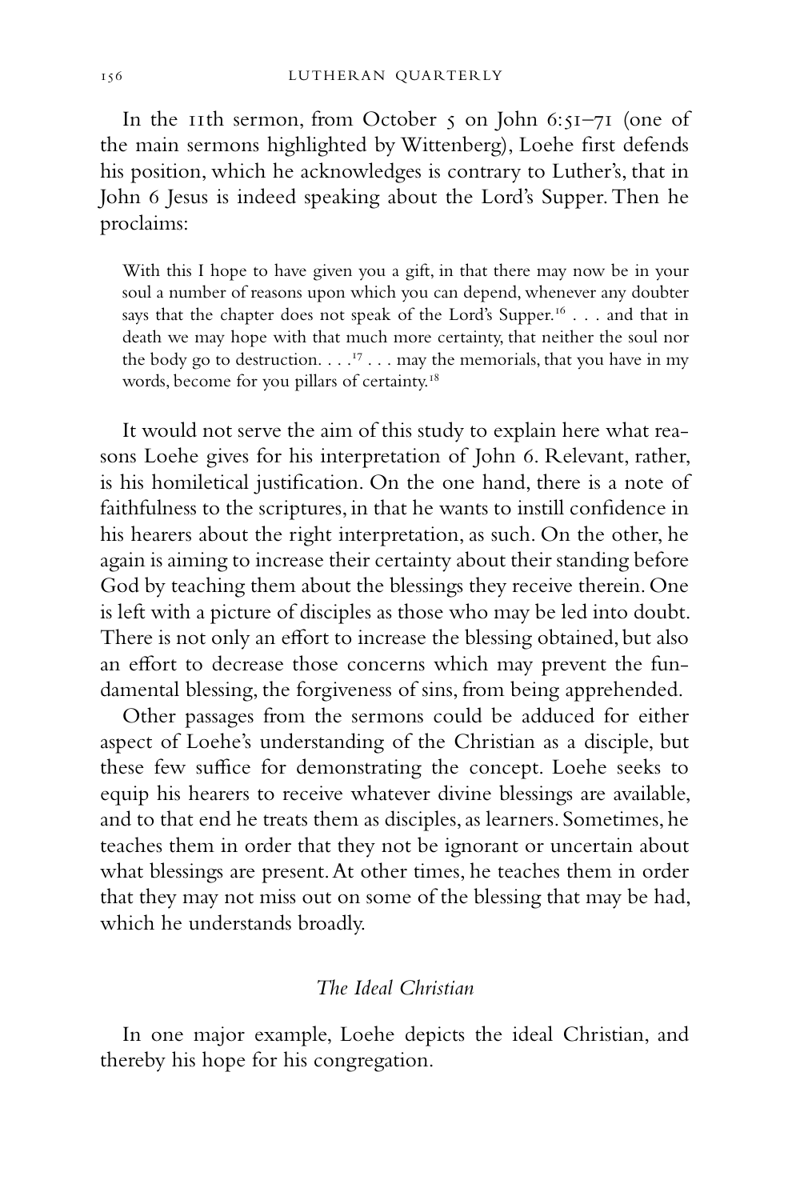In the 11th sermon, from October 5 on John 6:51–71 (one of the main sermons highlighted by Wittenberg), Loehe first defends his position, which he acknowledges is contrary to Luther's, that in John 6 Jesus is indeed speaking about the Lord's Supper. Then he proclaims:

> With this I hope to have given you a gift, in that there may now be in your soul a number of reasons upon which you can depend, whenever any doubter says that the chapter does not speak of the Lord's Supper.[16] . . . and that in death we may hope with that much more certainty, that neither the soul nor the body go to destruction. . . .[17] . . . may the memorials, that you have in my words, become for you pillars of certainty.[18]

It would not serve the aim of this study to explain here what reasons Loehe gives for his interpretation of John 6. Relevant, rather, is his homiletical justification. On the one hand, there is a note of faithfulness to the scriptures, in that he wants to instill confidence in his hearers about the right interpretation, as such. On the other, he again is aiming to increase their certainty about their standing before God by teaching them about the blessings they receive therein. One is left with a picture of disciples as those who may be led into doubt. There is not only an effort to increase the blessing obtained, but also an effort to decrease those concerns which may prevent the fundamental blessing, the forgiveness of sins, from being apprehended.

Other passages from the sermons could be adduced for either aspect of Loehe's understanding of the Christian as a disciple, but these few suffice for demonstrating the concept. Loehe seeks to equip his hearers to receive whatever divine blessings are available, and to that end he treats them as disciples, as learners. Sometimes, he teaches them in order that they not be ignorant or uncertain about what blessings are present. At other times, he teaches them in order that they may not miss out on some of the blessing that may be had, which he understands broadly.

## *The Ideal Christian*

In one major example, Loehe depicts the ideal Christian, and thereby his hope for his congregation.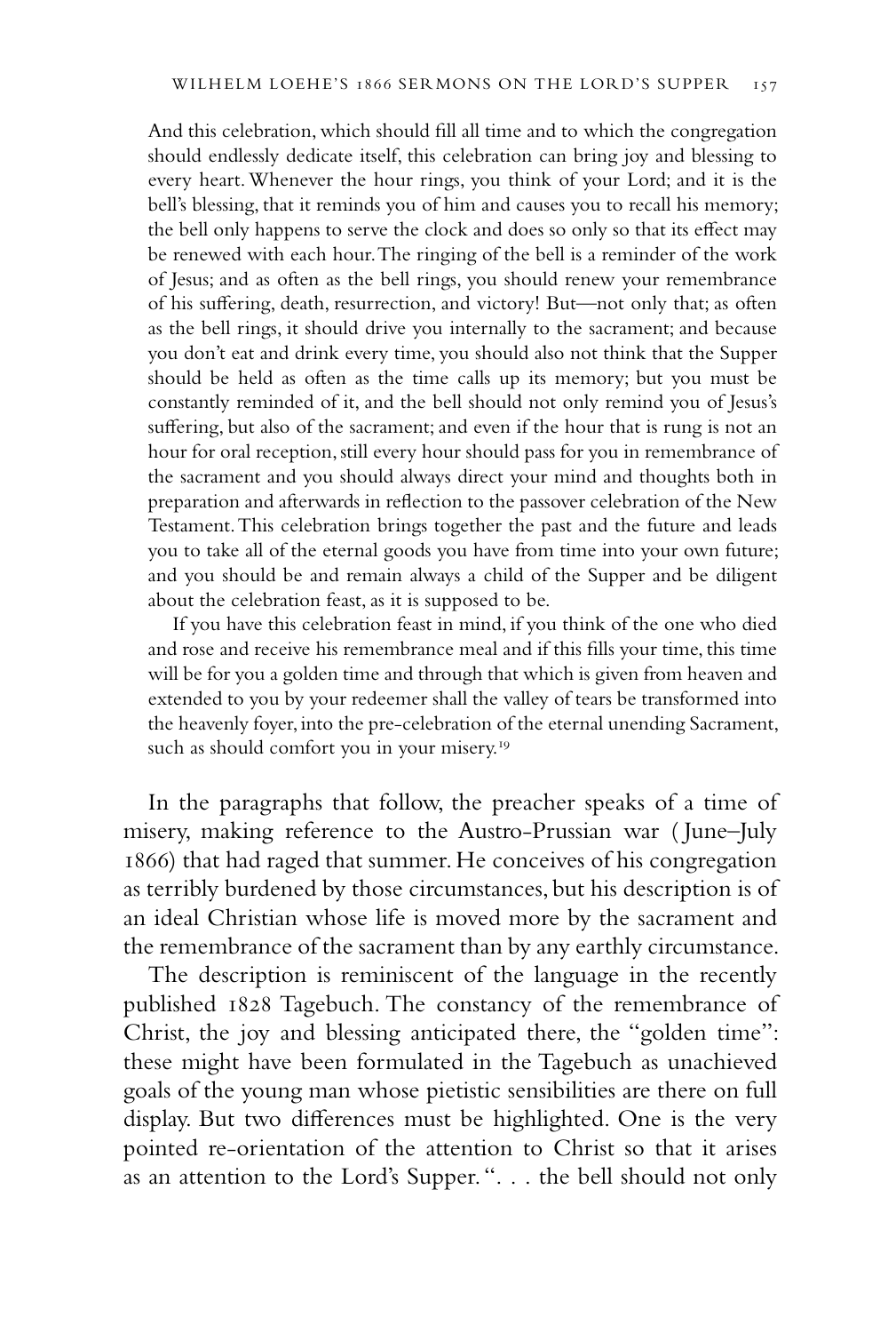> And this celebration, which should fill all time and to which the congregation should endlessly dedicate itself, this celebration can bring joy and blessing to every heart. Whenever the hour rings, you think of your Lord; and it is the bell's blessing, that it reminds you of him and causes you to recall his memory; the bell only happens to serve the clock and does so only so that its effect may be renewed with each hour. The ringing of the bell is a reminder of the work of Jesus; and as often as the bell rings, you should renew your remembrance of his suffering, death, resurrection, and victory! But—not only that; as often as the bell rings, it should drive you internally to the sacrament; and because you don't eat and drink every time, you should also not think that the Supper should be held as often as the time calls up its memory; but you must be constantly reminded of it, and the bell should not only remind you of Jesus's suffering, but also of the sacrament; and even if the hour that is rung is not an hour for oral reception, still every hour should pass for you in remembrance of the sacrament and you should always direct your mind and thoughts both in preparation and afterwards in reflection to the passover celebration of the New Testament. This celebration brings together the past and the future and leads you to take all of the eternal goods you have from time into your own future; and you should be and remain always a child of the Supper and be diligent about the celebration feast, as it is supposed to be.
>
> If you have this celebration feast in mind, if you think of the one who died and rose and receive his remembrance meal and if this fills your time, this time will be for you a golden time and through that which is given from heaven and extended to you by your redeemer shall the valley of tears be transformed into the heavenly foyer, into the pre-celebration of the eternal unending Sacrament, such as should comfort you in your misery.[19]

In the paragraphs that follow, the preacher speaks of a time of misery, making reference to the Austro-Prussian war (June–July 1866) that had raged that summer. He conceives of his congregation as terribly burdened by those circumstances, but his description is of an ideal Christian whose life is moved more by the sacrament and the remembrance of the sacrament than by any earthly circumstance.

The description is reminiscent of the language in the recently published 1828 Tagebuch. The constancy of the remembrance of Christ, the joy and blessing anticipated there, the "golden time": these might have been formulated in the Tagebuch as unachieved goals of the young man whose pietistic sensibilities are there on full display. But two differences must be highlighted. One is the very pointed re-orientation of the attention to Christ so that it arises as an attention to the Lord's Supper. ". . . the bell should not only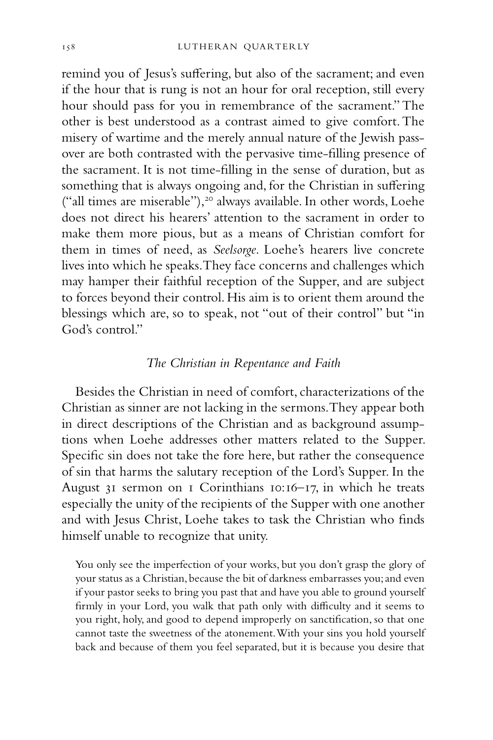remind you of Jesus's suffering, but also of the sacrament; and even if the hour that is rung is not an hour for oral reception, still every hour should pass for you in remembrance of the sacrament." The other is best understood as a contrast aimed to give comfort. The misery of wartime and the merely annual nature of the Jewish passover are both contrasted with the pervasive time-filling presence of the sacrament. It is not time-filling in the sense of duration, but as something that is always ongoing and, for the Christian in suffering ("all times are miserable"),[20] always available. In other words, Loehe does not direct his hearers' attention to the sacrament in order to make them more pious, but as a means of Christian comfort for them in times of need, as *Seelsorge*. Loehe's hearers live concrete lives into which he speaks. They face concerns and challenges which may hamper their faithful reception of the Supper, and are subject to forces beyond their control. His aim is to orient them around the blessings which are, so to speak, not "out of their control" but "in God's control."

### *The Christian in Repentance and Faith*

Besides the Christian in need of comfort, characterizations of the Christian as sinner are not lacking in the sermons. They appear both in direct descriptions of the Christian and as background assumptions when Loehe addresses other matters related to the Supper. Specific sin does not take the fore here, but rather the consequence of sin that harms the salutary reception of the Lord's Supper. In the August 31 sermon on 1 Corinthians 10:16–17, in which he treats especially the unity of the recipients of the Supper with one another and with Jesus Christ, Loehe takes to task the Christian who finds himself unable to recognize that unity.

> You only see the imperfection of your works, but you don't grasp the glory of your status as a Christian, because the bit of darkness embarrasses you; and even if your pastor seeks to bring you past that and have you able to ground yourself firmly in your Lord, you walk that path only with difficulty and it seems to you right, holy, and good to depend improperly on sanctification, so that one cannot taste the sweetness of the atonement. With your sins you hold yourself back and because of them you feel separated, but it is because you desire that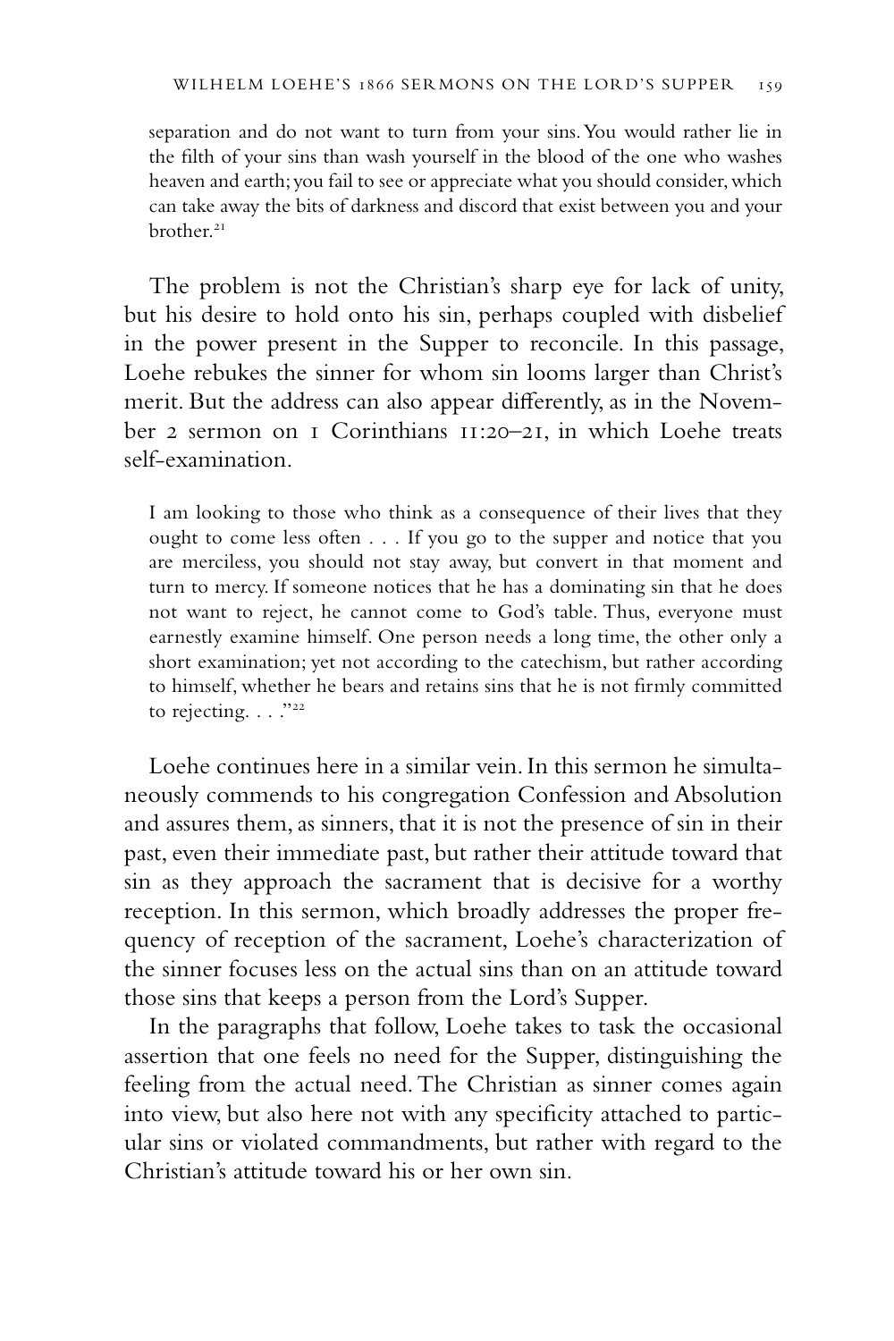> separation and do not want to turn from your sins. You would rather lie in the filth of your sins than wash yourself in the blood of the one who washes heaven and earth; you fail to see or appreciate what you should consider, which can take away the bits of darkness and discord that exist between you and your brother.[21]

The problem is not the Christian's sharp eye for lack of unity, but his desire to hold onto his sin, perhaps coupled with disbelief in the power present in the Supper to reconcile. In this passage, Loehe rebukes the sinner for whom sin looms larger than Christ's merit. But the address can also appear differently, as in the November 2 sermon on 1 Corinthians 11:20–21, in which Loehe treats self-examination.

> I am looking to those who think as a consequence of their lives that they ought to come less often . . . If you go to the supper and notice that you are merciless, you should not stay away, but convert in that moment and turn to mercy. If someone notices that he has a dominating sin that he does not want to reject, he cannot come to God's table. Thus, everyone must earnestly examine himself. One person needs a long time, the other only a short examination; yet not according to the catechism, but rather according to himself, whether he bears and retains sins that he is not firmly committed to rejecting. . . ."[22]

Loehe continues here in a similar vein. In this sermon he simultaneously commends to his congregation Confession and Absolution and assures them, as sinners, that it is not the presence of sin in their past, even their immediate past, but rather their attitude toward that sin as they approach the sacrament that is decisive for a worthy reception. In this sermon, which broadly addresses the proper frequency of reception of the sacrament, Loehe's characterization of the sinner focuses less on the actual sins than on an attitude toward those sins that keeps a person from the Lord's Supper.

In the paragraphs that follow, Loehe takes to task the occasional assertion that one feels no need for the Supper, distinguishing the feeling from the actual need. The Christian as sinner comes again into view, but also here not with any specificity attached to particular sins or violated commandments, but rather with regard to the Christian's attitude toward his or her own sin.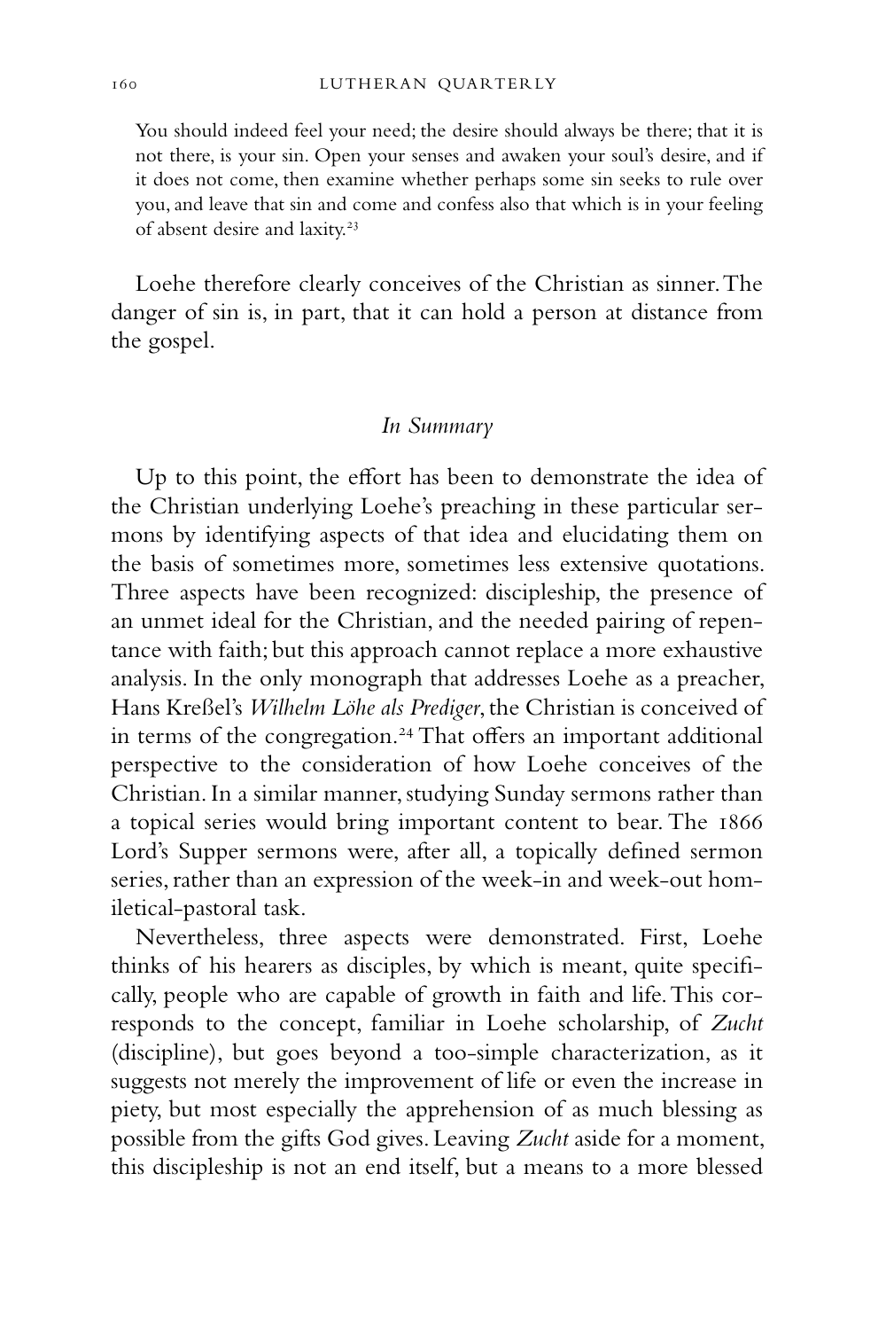> You should indeed feel your need; the desire should always be there; that it is not there, is your sin. Open your senses and awaken your soul's desire, and if it does not come, then examine whether perhaps some sin seeks to rule over you, and leave that sin and come and confess also that which is in your feeling of absent desire and laxity.[23]

Loehe therefore clearly conceives of the Christian as sinner. The danger of sin is, in part, that it can hold a person at distance from the gospel.

### *In Summary*

Up to this point, the effort has been to demonstrate the idea of the Christian underlying Loehe's preaching in these particular sermons by identifying aspects of that idea and elucidating them on the basis of sometimes more, sometimes less extensive quotations. Three aspects have been recognized: discipleship, the presence of an unmet ideal for the Christian, and the needed pairing of repentance with faith; but this approach cannot replace a more exhaustive analysis. In the only monograph that addresses Loehe as a preacher, Hans Kreßel's *Wilhelm Löhe als Prediger*, the Christian is conceived of in terms of the congregation.[24] That offers an important additional perspective to the consideration of how Loehe conceives of the Christian. In a similar manner, studying Sunday sermons rather than a topical series would bring important content to bear. The 1866 Lord's Supper sermons were, after all, a topically defined sermon series, rather than an expression of the week-in and week-out homiletical-pastoral task.

Nevertheless, three aspects were demonstrated. First, Loehe thinks of his hearers as disciples, by which is meant, quite specifically, people who are capable of growth in faith and life. This corresponds to the concept, familiar in Loehe scholarship, of *Zucht* (discipline), but goes beyond a too-simple characterization, as it suggests not merely the improvement of life or even the increase in piety, but most especially the apprehension of as much blessing as possible from the gifts God gives. Leaving *Zucht* aside for a moment, this discipleship is not an end itself, but a means to a more blessed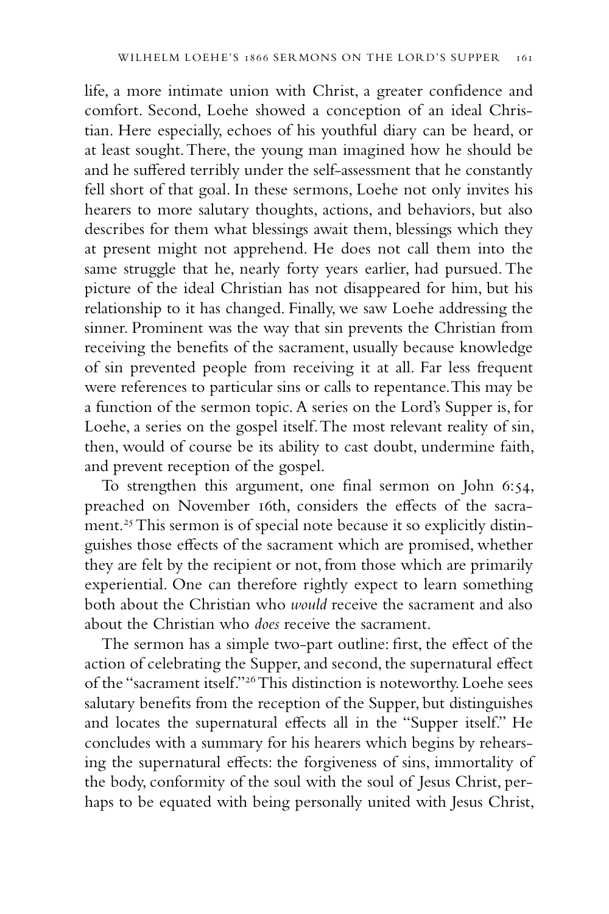life, a more intimate union with Christ, a greater confidence and comfort. Second, Loehe showed a conception of an ideal Christian. Here especially, echoes of his youthful diary can be heard, or at least sought. There, the young man imagined how he should be and he suffered terribly under the self-assessment that he constantly fell short of that goal. In these sermons, Loehe not only invites his hearers to more salutary thoughts, actions, and behaviors, but also describes for them what blessings await them, blessings which they at present might not apprehend. He does not call them into the same struggle that he, nearly forty years earlier, had pursued. The picture of the ideal Christian has not disappeared for him, but his relationship to it has changed. Finally, we saw Loehe addressing the sinner. Prominent was the way that sin prevents the Christian from receiving the benefits of the sacrament, usually because knowledge of sin prevented people from receiving it at all. Far less frequent were references to particular sins or calls to repentance. This may be a function of the sermon topic. A series on the Lord's Supper is, for Loehe, a series on the gospel itself. The most relevant reality of sin, then, would of course be its ability to cast doubt, undermine faith, and prevent reception of the gospel.

To strengthen this argument, one final sermon on John 6:54, preached on November 16th, considers the effects of the sacrament.[25] This sermon is of special note because it so explicitly distinguishes those effects of the sacrament which are promised, whether they are felt by the recipient or not, from those which are primarily experiential. One can therefore rightly expect to learn something both about the Christian who *would* receive the sacrament and also about the Christian who *does* receive the sacrament.

The sermon has a simple two-part outline: first, the effect of the action of celebrating the Supper, and second, the supernatural effect of the "sacrament itself."[26] This distinction is noteworthy. Loehe sees salutary benefits from the reception of the Supper, but distinguishes and locates the supernatural effects all in the "Supper itself." He concludes with a summary for his hearers which begins by rehearsing the supernatural effects: the forgiveness of sins, immortality of the body, conformity of the soul with the soul of Jesus Christ, perhaps to be equated with being personally united with Jesus Christ,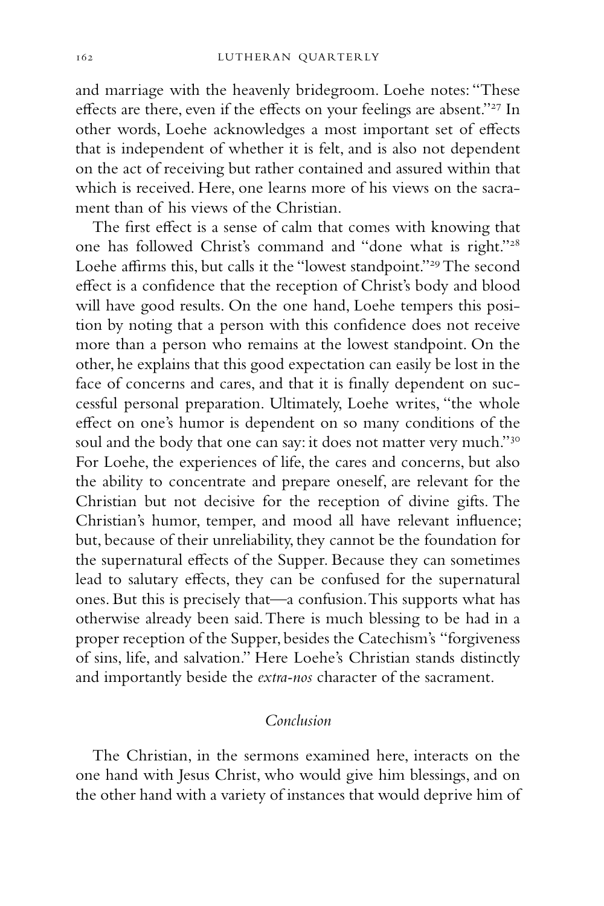and marriage with the heavenly bridegroom. Loehe notes: "These effects are there, even if the effects on your feelings are absent."[27] In other words, Loehe acknowledges a most important set of effects that is independent of whether it is felt, and is also not dependent on the act of receiving but rather contained and assured within that which is received. Here, one learns more of his views on the sacrament than of his views of the Christian.

The first effect is a sense of calm that comes with knowing that one has followed Christ's command and "done what is right."[28] Loehe affirms this, but calls it the "lowest standpoint."[29] The second effect is a confidence that the reception of Christ's body and blood will have good results. On the one hand, Loehe tempers this position by noting that a person with this confidence does not receive more than a person who remains at the lowest standpoint. On the other, he explains that this good expectation can easily be lost in the face of concerns and cares, and that it is finally dependent on successful personal preparation. Ultimately, Loehe writes, "the whole effect on one's humor is dependent on so many conditions of the soul and the body that one can say: it does not matter very much."[30] For Loehe, the experiences of life, the cares and concerns, but also the ability to concentrate and prepare oneself, are relevant for the Christian but not decisive for the reception of divine gifts. The Christian's humor, temper, and mood all have relevant influence; but, because of their unreliability, they cannot be the foundation for the supernatural effects of the Supper. Because they can sometimes lead to salutary effects, they can be confused for the supernatural ones. But this is precisely that—a confusion. This supports what has otherwise already been said. There is much blessing to be had in a proper reception of the Supper, besides the Catechism's "forgiveness of sins, life, and salvation." Here Loehe's Christian stands distinctly and importantly beside the *extra-nos* character of the sacrament.

## *Conclusion*

The Christian, in the sermons examined here, interacts on the one hand with Jesus Christ, who would give him blessings, and on the other hand with a variety of instances that would deprive him of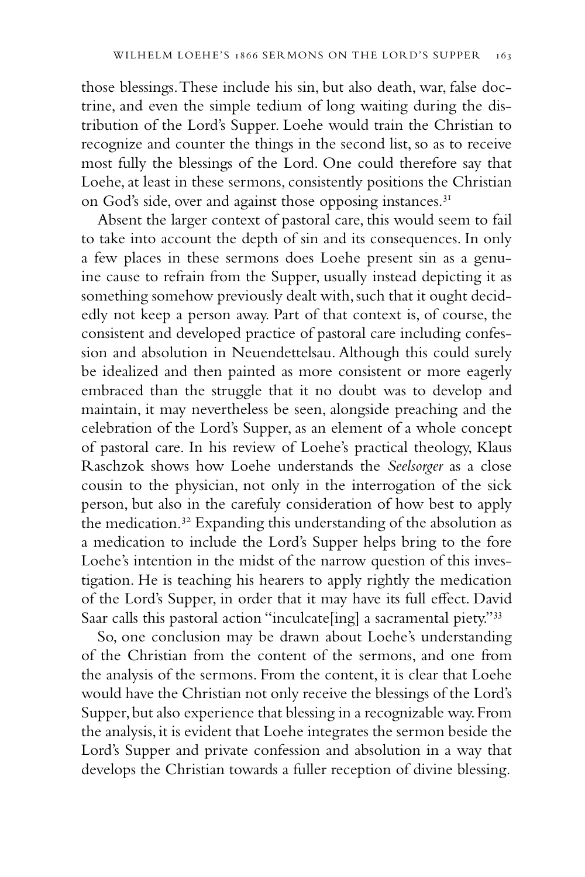those blessings. These include his sin, but also death, war, false doctrine, and even the simple tedium of long waiting during the distribution of the Lord's Supper. Loehe would train the Christian to recognize and counter the things in the second list, so as to receive most fully the blessings of the Lord. One could therefore say that Loehe, at least in these sermons, consistently positions the Christian on God's side, over and against those opposing instances.[31]

Absent the larger context of pastoral care, this would seem to fail to take into account the depth of sin and its consequences. In only a few places in these sermons does Loehe present sin as a genuine cause to refrain from the Supper, usually instead depicting it as something somehow previously dealt with, such that it ought decidedly not keep a person away. Part of that context is, of course, the consistent and developed practice of pastoral care including confession and absolution in Neuendettelsau. Although this could surely be idealized and then painted as more consistent or more eagerly embraced than the struggle that it no doubt was to develop and maintain, it may nevertheless be seen, alongside preaching and the celebration of the Lord's Supper, as an element of a whole concept of pastoral care. In his review of Loehe's practical theology, Klaus Raschzok shows how Loehe understands the *Seelsorger* as a close cousin to the physician, not only in the interrogation of the sick person, but also in the carefuly consideration of how best to apply the medication.[32] Expanding this understanding of the absolution as a medication to include the Lord's Supper helps bring to the fore Loehe's intention in the midst of the narrow question of this investigation. He is teaching his hearers to apply rightly the medication of the Lord's Supper, in order that it may have its full effect. David Saar calls this pastoral action "inculcate[ing] a sacramental piety."[33]

So, one conclusion may be drawn about Loehe's understanding of the Christian from the content of the sermons, and one from the analysis of the sermons. From the content, it is clear that Loehe would have the Christian not only receive the blessings of the Lord's Supper, but also experience that blessing in a recognizable way. From the analysis, it is evident that Loehe integrates the sermon beside the Lord's Supper and private confession and absolution in a way that develops the Christian towards a fuller reception of divine blessing.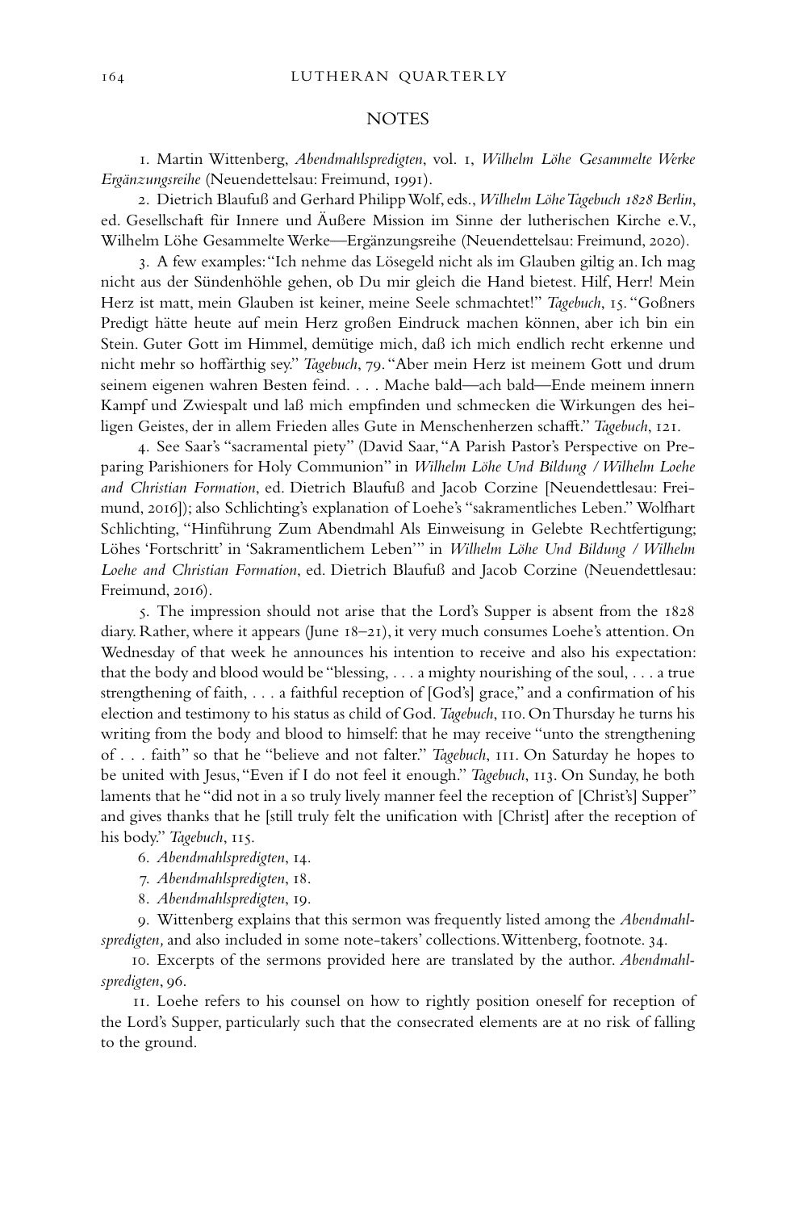## NOTES

1. Martin Wittenberg, *Abendmahlspredigten*, vol. 1, *Wilhelm Löhe Gesammelte Werke Ergänzungsreihe* (Neuendettelsau: Freimund, 1991).

2. Dietrich Blaufuß and Gerhard Philipp Wolf, eds., *Wilhelm Löhe Tagebuch 1828 Berlin*, ed. Gesellschaft für Innere und Äußere Mission im Sinne der lutherischen Kirche e.V., Wilhelm Löhe Gesammelte Werke—Ergänzungsreihe (Neuendettelsau: Freimund, 2020).

3. A few examples: "Ich nehme das Lösegeld nicht als im Glauben giltig an. Ich mag nicht aus der Sündenhöhle gehen, ob Du mir gleich die Hand bietest. Hilf, Herr! Mein Herz ist matt, mein Glauben ist keiner, meine Seele schmachtet!" *Tagebuch*, 15. "Goßners Predigt hätte heute auf mein Herz großen Eindruck machen können, aber ich bin ein Stein. Guter Gott im Himmel, demütige mich, daß ich mich endlich recht erkenne und nicht mehr so hoffärthig sey." *Tagebuch*, 79. "Aber mein Herz ist meinem Gott und drum seinem eigenen wahren Besten feind. . . . Mache bald—ach bald—Ende meinem innern Kampf und Zwiespalt und laß mich empfinden und schmecken die Wirkungen des heiligen Geistes, der in allem Frieden alles Gute in Menschenherzen schafft." *Tagebuch*, 121.

4. See Saar's "sacramental piety" (David Saar, "A Parish Pastor's Perspective on Preparing Parishioners for Holy Communion" in *Wilhelm Löhe Und Bildung / Wilhelm Loehe and Christian Formation*, ed. Dietrich Blaufuß and Jacob Corzine [Neuendettlesau: Freimund, 2016]); also Schlichting's explanation of Loehe's "sakramentliches Leben." Wolfhart Schlichting, "Hinführung Zum Abendmahl Als Einweisung in Gelebte Rechtfertigung; Löhes 'Fortschritt' in 'Sakramentlichem Leben'" in *Wilhelm Löhe Und Bildung / Wilhelm Loehe and Christian Formation*, ed. Dietrich Blaufuß and Jacob Corzine (Neuendettelsau: Freimund, 2016).

5. The impression should not arise that the Lord's Supper is absent from the 1828 diary. Rather, where it appears (June 18–21), it very much consumes Loehe's attention. On Wednesday of that week he announces his intention to receive and also his expectation: that the body and blood would be "blessing, . . . a mighty nourishing of the soul, . . . a true strengthening of faith, . . . a faithful reception of [God's] grace," and a confirmation of his election and testimony to his status as child of God. *Tagebuch*, 110. On Thursday he turns his writing from the body and blood to himself: that he may receive "unto the strengthening of . . . faith" so that he "believe and not falter." *Tagebuch*, 111. On Saturday he hopes to be united with Jesus, "Even if I do not feel it enough." *Tagebuch*, 113. On Sunday, he both laments that he "did not in a so truly lively manner feel the reception of [Christ's] Supper" and gives thanks that he [still truly felt the unification with [Christ] after the reception of his body." *Tagebuch*, 115.

6. *Abendmahlspredigten*, 14.

7. *Abendmahlspredigten*, 18.

8. *Abendmahlspredigten*, 19.

9. Wittenberg explains that this sermon was frequently listed among the *Abendmahlspredigten,* and also included in some note-takers' collections. Wittenberg, footnote. 34.

10. Excerpts of the sermons provided here are translated by the author. *Abendmahlspredigten*, 96.

11. Loehe refers to his counsel on how to rightly position oneself for reception of the Lord's Supper, particularly such that the consecrated elements are at no risk of falling to the ground.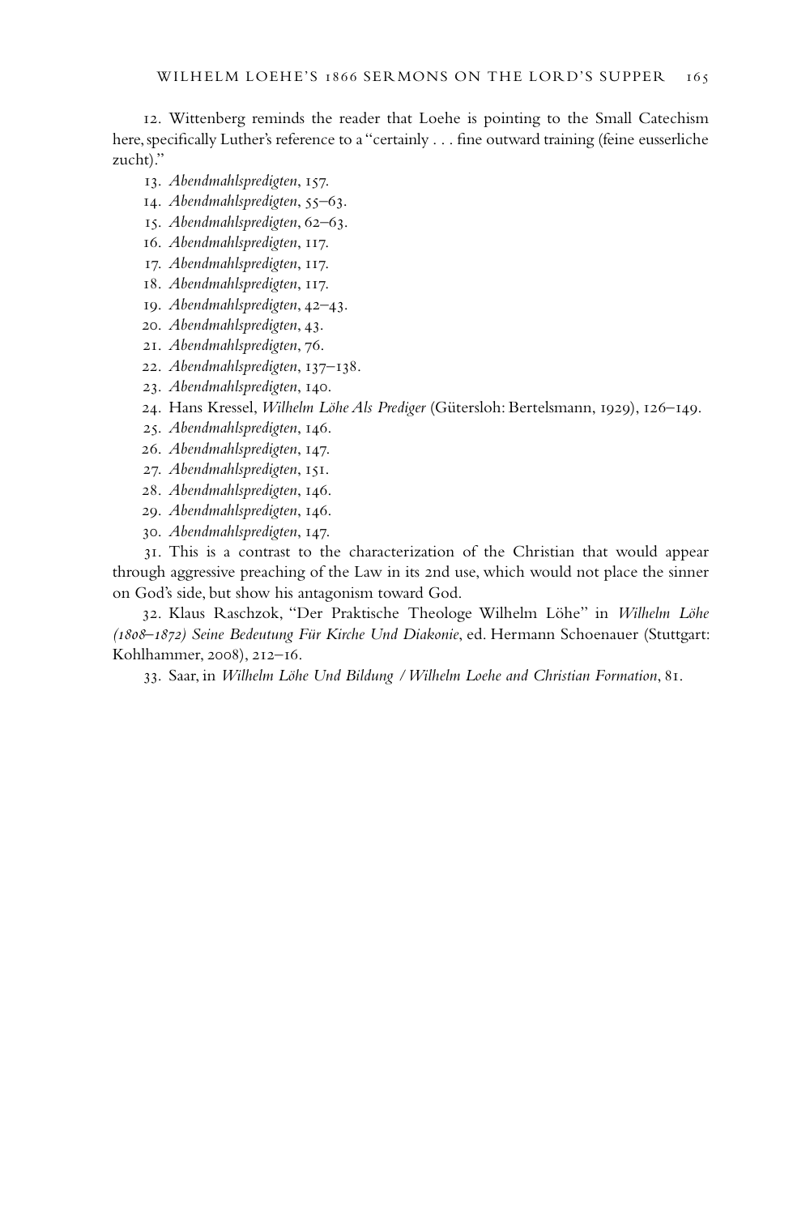12. Wittenberg reminds the reader that Loehe is pointing to the Small Catechism here, specifically Luther's reference to a "certainly . . . fine outward training (feine eusserliche zucht)."

13. *Abendmahlspredigten*, 157.

14. *Abendmahlspredigten*, 55–63.

15. *Abendmahlspredigten*, 62–63.

16. *Abendmahlspredigten*, 117.

17. *Abendmahlspredigten*, 117.

18. *Abendmahlspredigten*, 117.

19. *Abendmahlspredigten*, 42–43.

20. *Abendmahlspredigten*, 43.

21. *Abendmahlspredigten*, 76.

22. *Abendmahlspredigten*, 137–138.

23. *Abendmahlspredigten*, 140.

24. Hans Kressel, *Wilhelm Löhe Als Prediger* (Gütersloh: Bertelsmann, 1929), 126–149.

25. *Abendmahlspredigten*, 146.

26. *Abendmahlspredigten*, 147.

27. *Abendmahlspredigten*, 151.

28. *Abendmahlspredigten*, 146.

29. *Abendmahlspredigten*, 146.

30. *Abendmahlspredigten*, 147.

31. This is a contrast to the characterization of the Christian that would appear through aggressive preaching of the Law in its 2nd use, which would not place the sinner on God's side, but show his antagonism toward God.

32. Klaus Raschzok, "Der Praktische Theologe Wilhelm Löhe" in *Wilhelm Löhe (1808–1872) Seine Bedeutung Für Kirche Und Diakonie*, ed. Hermann Schoenauer (Stuttgart: Kohlhammer, 2008), 212–16.

33. Saar, in *Wilhelm Löhe Und Bildung / Wilhelm Loehe and Christian Formation*, 81.